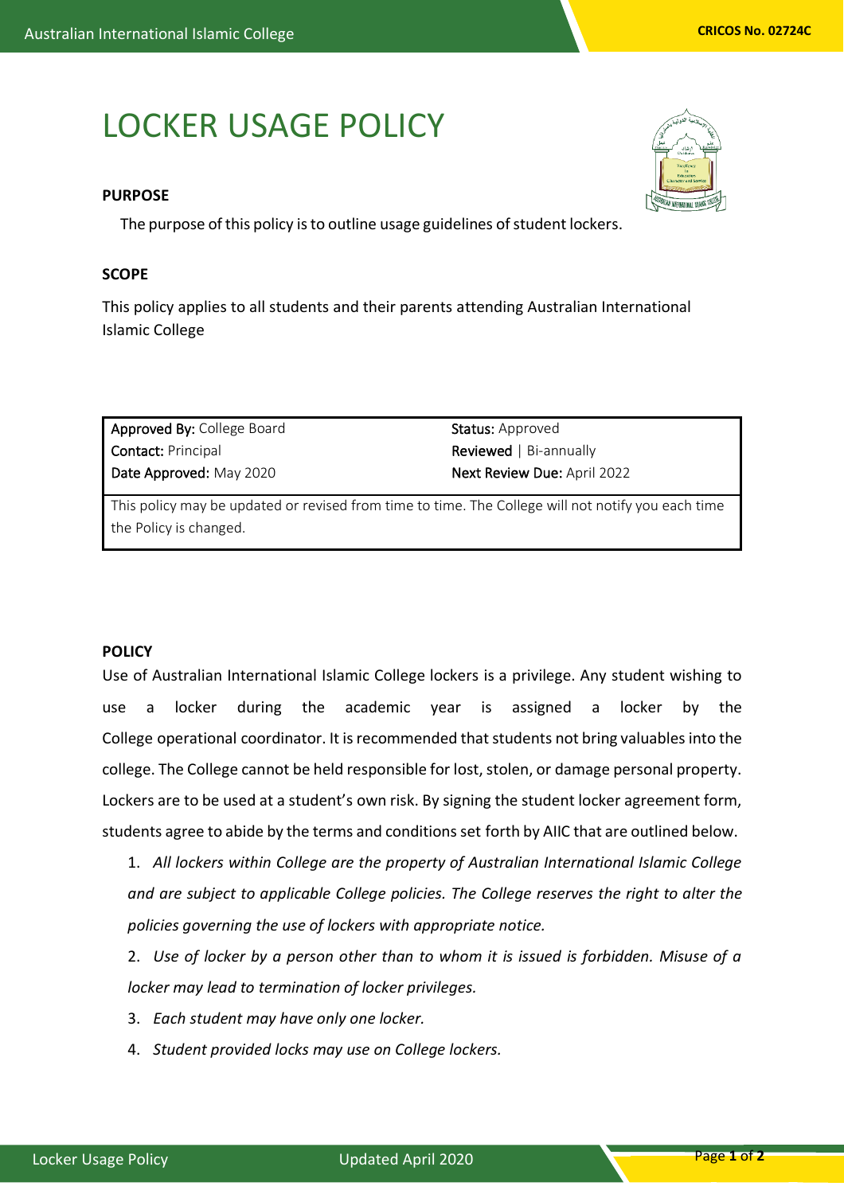# LOCKER USAGE POLICY

## PURPOSE

The purpose of this policy is to outline usage guidelines of student lockers.

## SCOPE

This policy applies to all students and their parents attending Australian International Islamic College

| | |
|---|---|
| **Approved By:** College Board | **Status:** Approved |
| **Contact:** Principal | **Reviewed** \| Bi-annually |
| **Date Approved:** May 2020 | **Next Review Due:** April 2022 |
| This policy may be updated or revised from time to time. The College will not notify you each time the Policy is changed. | |

## POLICY

Use of Australian International Islamic College lockers is a privilege. Any student wishing to use a locker during the academic year is assigned a locker by the College operational coordinator. It is recommended that students not bring valuables into the college. The College cannot be held responsible for lost, stolen, or damage personal property. Lockers are to be used at a student's own risk. By signing the student locker agreement form, students agree to abide by the terms and conditions set forth by AIIC that are outlined below.

1. *All lockers within College are the property of Australian International Islamic College and are subject to applicable College policies. The College reserves the right to alter the policies governing the use of lockers with appropriate notice.*
2. *Use of locker by a person other than to whom it is issued is forbidden. Misuse of a locker may lead to termination of locker privileges.*
3. *Each student may have only one locker.*
4. *Student provided locks may use on College lockers.*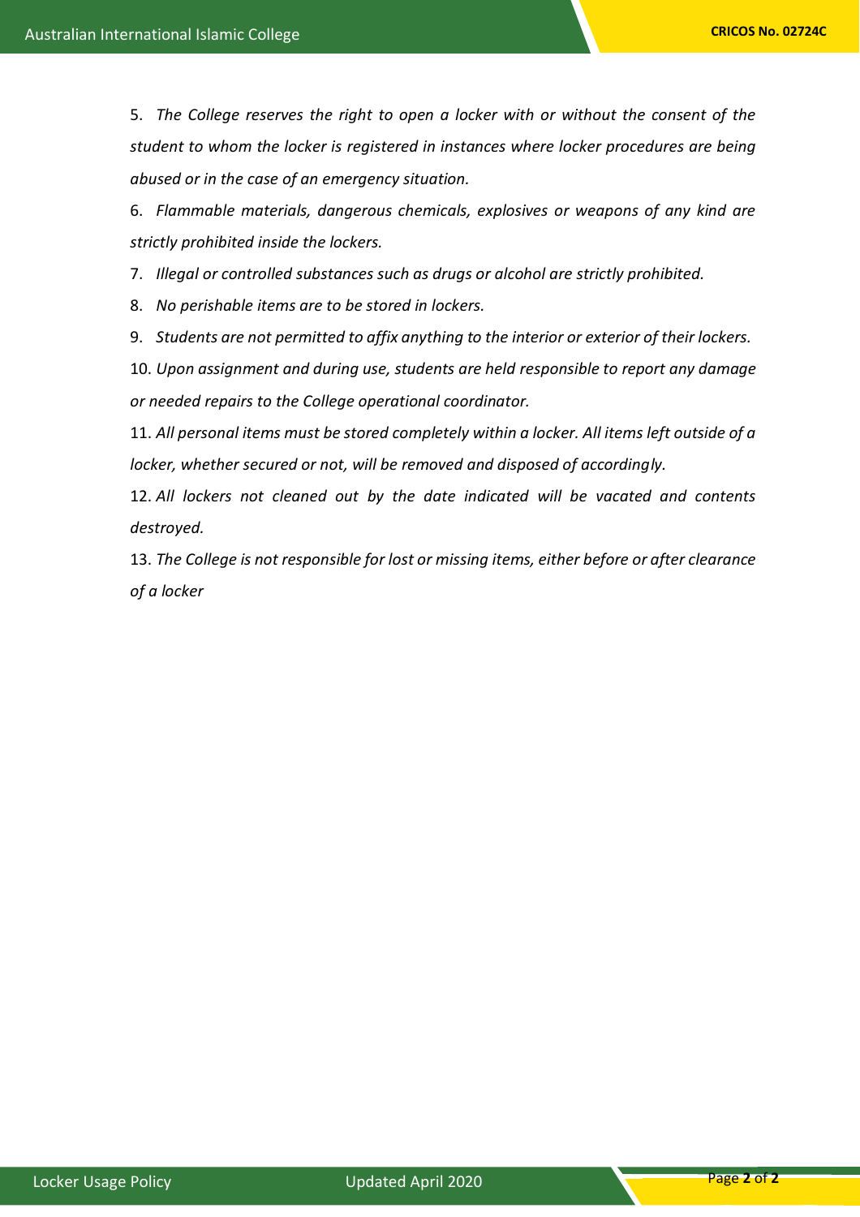5. *The College reserves the right to open a locker with or without the consent of the student to whom the locker is registered in instances where locker procedures are being abused or in the case of an emergency situation.*

6. *Flammable materials, dangerous chemicals, explosives or weapons of any kind are strictly prohibited inside the lockers.*

7. *Illegal or controlled substances such as drugs or alcohol are strictly prohibited.*

8. *No perishable items are to be stored in lockers.*

9. *Students are not permitted to affix anything to the interior or exterior of their lockers.*

10. *Upon assignment and during use, students are held responsible to report any damage or needed repairs to the College operational coordinator.*

11. *All personal items must be stored completely within a locker. All items left outside of a locker, whether secured or not, will be removed and disposed of accordingly.*

12. *All lockers not cleaned out by the date indicated will be vacated and contents destroyed.*

13. *The College is not responsible for lost or missing items, either before or after clearance of a locker*